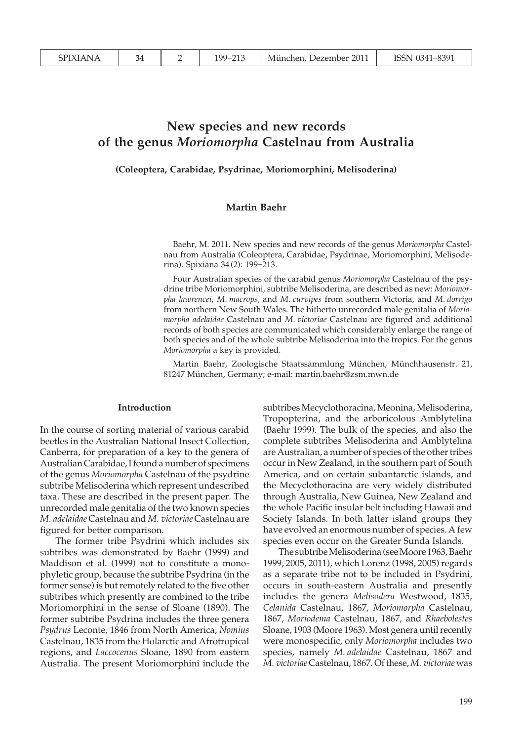# New species and new records of the genus *Moriomorpha* Castelnau from Australia

**(Coleoptera, Carabidae, Psydrinae, Moriomorphini, Melisoderina)**

**Martin Baehr**

Baehr, M. 2011. New species and new records of the genus *Moriomorpha* Castelnau from Australia (Coleoptera, Carabidae, Psydrinae, Moriomorphini, Melisoderina). Spixiana 34 (2): 199-213.

Four Australian species of the carabid genus *Moriomorpha* Castelnau of the psydrine tribe Moriomorphini, subtribe Melisoderina, are described as new: *Moriomorpha lawrencei*, *M. macrops,* and *M. curvipes* from southern Victoria, and *M. dorrigo* from northern New South Wales. The hitherto unrecorded male genitalia of *Moriomorpha adelaidae* Castelnau and *M. victoriae* Castelnau are figured and additional records of both species are communicated which considerably enlarge the range of both species and of the whole subtribe Melisoderina into the tropics. For the genus *Moriomorpha* a key is provided.

Martin Baehr, Zoologische Staatssammlung München, Münchhausenstr. 21, 81247 München, Germany; e-mail: martin.baehr@zsm.mwn.de

## Introduction

In the course of sorting material of various carabid beetles in the Australian National Insect Collection, Canberra, for preparation of a key to the genera of Australian Carabidae, I found a number of specimens of the genus *Moriomorpha* Castelnau of the psydrine subtribe Melisoderina which represent undescribed taxa. These are described in the present paper. The unrecorded male genitalia of the two known species *M. adelaidae* Castelnau and *M. victoriae* Castelnau are figured for better comparison.

The former tribe Psydrini which includes six subtribes was demonstrated by Baehr (1999) and Maddison et al. (1999) not to constitute a monophyletic group, because the subtribe Psydrina (in the former sense) is but remotely related to the five other subtribes which presently are combined to the tribe Moriomorphini in the sense of Sloane (1890). The former subtribe Psydrina includes the three genera *Psydrus* Leconte, 1846 from North America, *Nomius* Castelnau, 1835 from the Holarctic and Afrotropical regions, and *Laccocenus* Sloane, 1890 from eastern Australia. The present Moriomorphini include the subtribes Mecyclothoracina, Meonina, Melisoderina, Tropopterina, and the arboricolous Amblytelina (Baehr 1999). The bulk of the species, and also the complete subtribes Melisoderina and Amblytelina are Australian, a number of species of the other tribes occur in New Zealand, in the southern part of South America, and on certain subantarctic islands, and the Mecyclothoracina are very widely distributed through Australia, New Guinea, New Zealand and the whole Pacific insular belt including Hawaii and Society Islands. In both latter island groups they have evolved an enormous number of species. A few species even occur on the Greater Sunda Islands.

The subtribe Melisoderina (see Moore 1963, Baehr 1999, 2005, 2011), which Lorenz (1998, 2005) regards as a separate tribe not to be included in Psydrini, occurs in south-eastern Australia and presently includes the genera *Melisodera* Westwood, 1835, *Celanida* Castelnau, 1867, *Moriomorpha* Castelnau, 1867, *Moriodema* Castelnau, 1867, and *Rhaebolestes* Sloane, 1903 (Moore 1963). Most genera until recently were monospecific, only *Moriomorpha* includes two species, namely *M. adelaidae* Castelnau, 1867 and *M. victoriae* Castelnau, 1867. Of these, *M. victoriae* was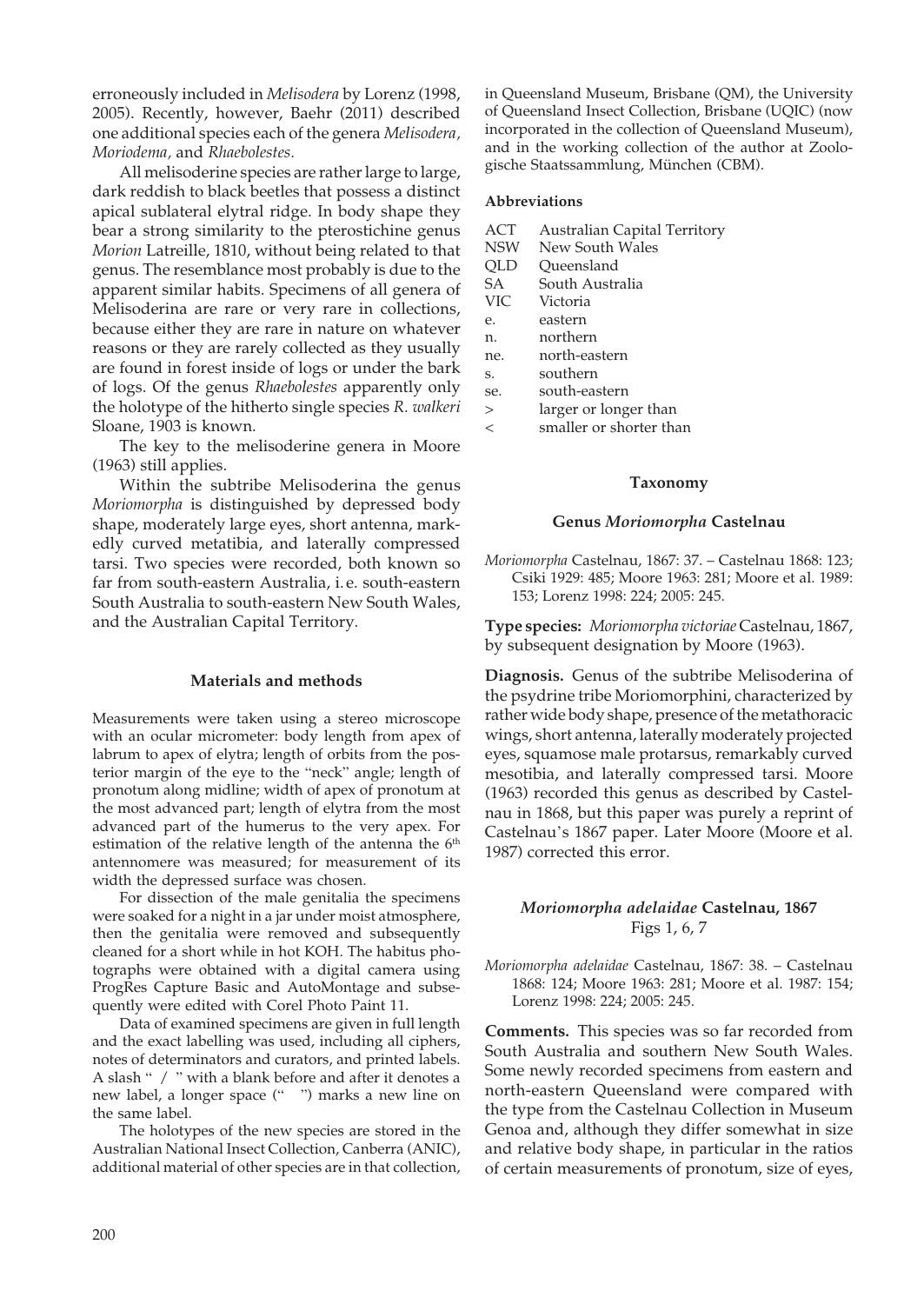erroneously included in *Melisodera* by Lorenz (1998, 2005). Recently, however, Baehr (2011) described one additional species each of the genera *Melisodera, Moriodema,* and *Rhaebolestes*.

All melisoderine species are rather large to large, dark reddish to black beetles that possess a distinct apical sublateral elytral ridge. In body shape they bear a strong similarity to the pterostichine genus *Morion* Latreille, 1810, without being related to that genus. The resemblance most probably is due to the apparent similar habits. Specimens of all genera of Melisoderina are rare or very rare in collections, because either they are rare in nature on whatever reasons or they are rarely collected as they usually are found in forest inside of logs or under the bark of logs. Of the genus *Rhaebolestes* apparently only the holotype of the hitherto single species *R. walkeri* Sloane, 1903 is known.

The key to the melisoderine genera in Moore (1963) still applies.

Within the subtribe Melisoderina the genus *Moriomorpha* is distinguished by depressed body shape, moderately large eyes, short antenna, markedly curved metatibia, and laterally compressed tarsi. Two species were recorded, both known so far from south-eastern Australia, i. e. south-eastern South Australia to south-eastern New South Wales, and the Australian Capital Territory.

## Materials and methods

Measurements were taken using a stereo microscope with an ocular micrometer: body length from apex of labrum to apex of elytra; length of orbits from the posterior margin of the eye to the "neck" angle; length of pronotum along midline; width of apex of pronotum at the most advanced part; length of elytra from the most advanced part of the humerus to the very apex. For estimation of the relative length of the antenna the 6th antennomere was measured; for measurement of its width the depressed surface was chosen.

For dissection of the male genitalia the specimens were soaked for a night in a jar under moist atmosphere, then the genitalia were removed and subsequently cleaned for a short while in hot KOH. The habitus photographs were obtained with a digital camera using ProgRes Capture Basic and AutoMontage and subsequently were edited with Corel Photo Paint 11.

Data of examined specimens are given in full length and the exact labelling was used, including all ciphers, notes of determinators and curators, and printed labels. A slash " / " with a blank before and after it denotes a new label, a longer space ("    ") marks a new line on the same label.

The holotypes of the new species are stored in the Australian National Insect Collection, Canberra (ANIC), additional material of other species are in that collection, in Queensland Museum, Brisbane (QM), the University of Queensland Insect Collection, Brisbane (UQIC) (now incorporated in the collection of Queensland Museum), and in the working collection of the author at Zoologische Staatssammlung, München (CBM).

### Abbreviations

| | |
|---|---|
| ACT | Australian Capital Territory |
| NSW | New South Wales |
| QLD | Queensland |
| SA | South Australia |
| VIC | Victoria |
| e. | eastern |
| n. | northern |
| ne. | north-eastern |
| s. | southern |
| se. | south-eastern |
| > | larger or longer than |
| < | smaller or shorter than |

## Taxonomy

### Genus *Moriomorpha* Castelnau

*Moriomorpha* Castelnau, 1867: 37. – Castelnau 1868: 123; Csiki 1929: 485; Moore 1963: 281; Moore et al. 1989: 153; Lorenz 1998: 224; 2005: 245.

**Type species:** *Moriomorpha victoriae* Castelnau, 1867, by subsequent designation by Moore (1963).

**Diagnosis.** Genus of the subtribe Melisoderina of the psydrine tribe Moriomorphini, characterized by rather wide body shape, presence of the metathoracic wings, short antenna, laterally moderately projected eyes, squamose male protarsus, remarkably curved mesotibia, and laterally compressed tarsi. Moore (1963) recorded this genus as described by Castelnau in 1868, but this paper was purely a reprint of Castelnau's 1867 paper. Later Moore (Moore et al. 1987) corrected this error.

### *Moriomorpha adelaidae* Castelnau, 1867
Figs 1, 6, 7

*Moriomorpha adelaidae* Castelnau, 1867: 38. – Castelnau 1868: 124; Moore 1963: 281; Moore et al. 1987: 154; Lorenz 1998: 224; 2005: 245.

**Comments.** This species was so far recorded from South Australia and southern New South Wales. Some newly recorded specimens from eastern and north-eastern Queensland were compared with the type from the Castelnau Collection in Museum Genoa and, although they differ somewhat in size and relative body shape, in particular in the ratios of certain measurements of pronotum, size of eyes,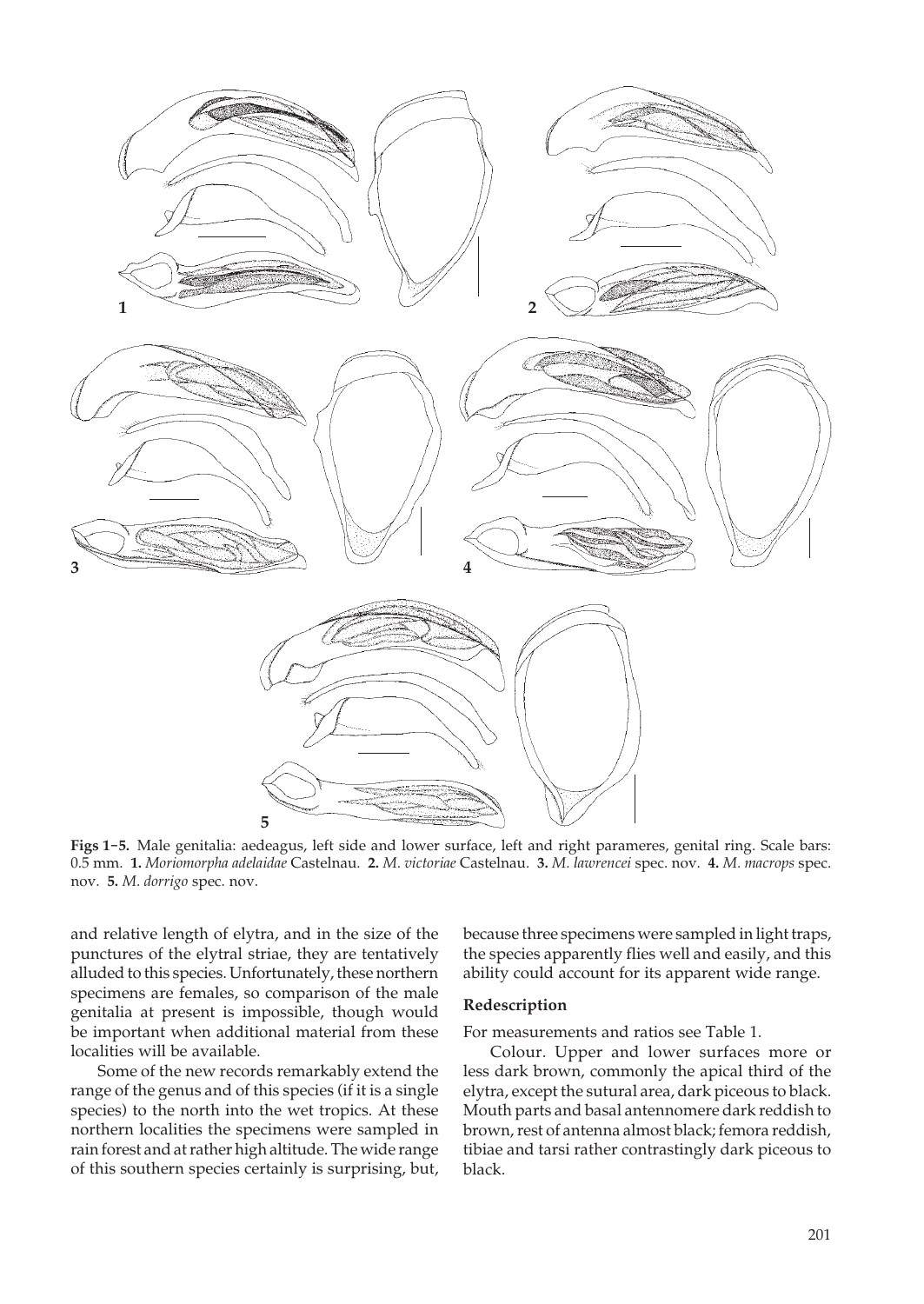**Figs 1–5.** Male genitalia: aedeagus, left side and lower surface, left and right parameres, genital ring. Scale bars: 0.5 mm. **1.** *Moriomorpha adelaidae* Castelnau. **2.** *M. victoriae* Castelnau. **3.** *M. lawrencei* spec. nov. **4.** *M. macrops* spec. nov. **5.** *M. dorrigo* spec. nov.

and relative length of elytra, and in the size of the punctures of the elytral striae, they are tentatively alluded to this species. Unfortunately, these northern specimens are females, so comparison of the male genitalia at present is impossible, though would be important when additional material from these localities will be available.

Some of the new records remarkably extend the range of the genus and of this species (if it is a single species) to the north into the wet tropics. At these northern localities the specimens were sampled in rain forest and at rather high altitude. The wide range of this southern species certainly is surprising, but, because three specimens were sampled in light traps, the species apparently flies well and easily, and this ability could account for its apparent wide range.

### Redescription

For measurements and ratios see Table 1.

Colour. Upper and lower surfaces more or less dark brown, commonly the apical third of the elytra, except the sutural area, dark piceous to black. Mouth parts and basal antennomere dark reddish to brown, rest of antenna almost black; femora reddish, tibiae and tarsi rather contrastingly dark piceous to black.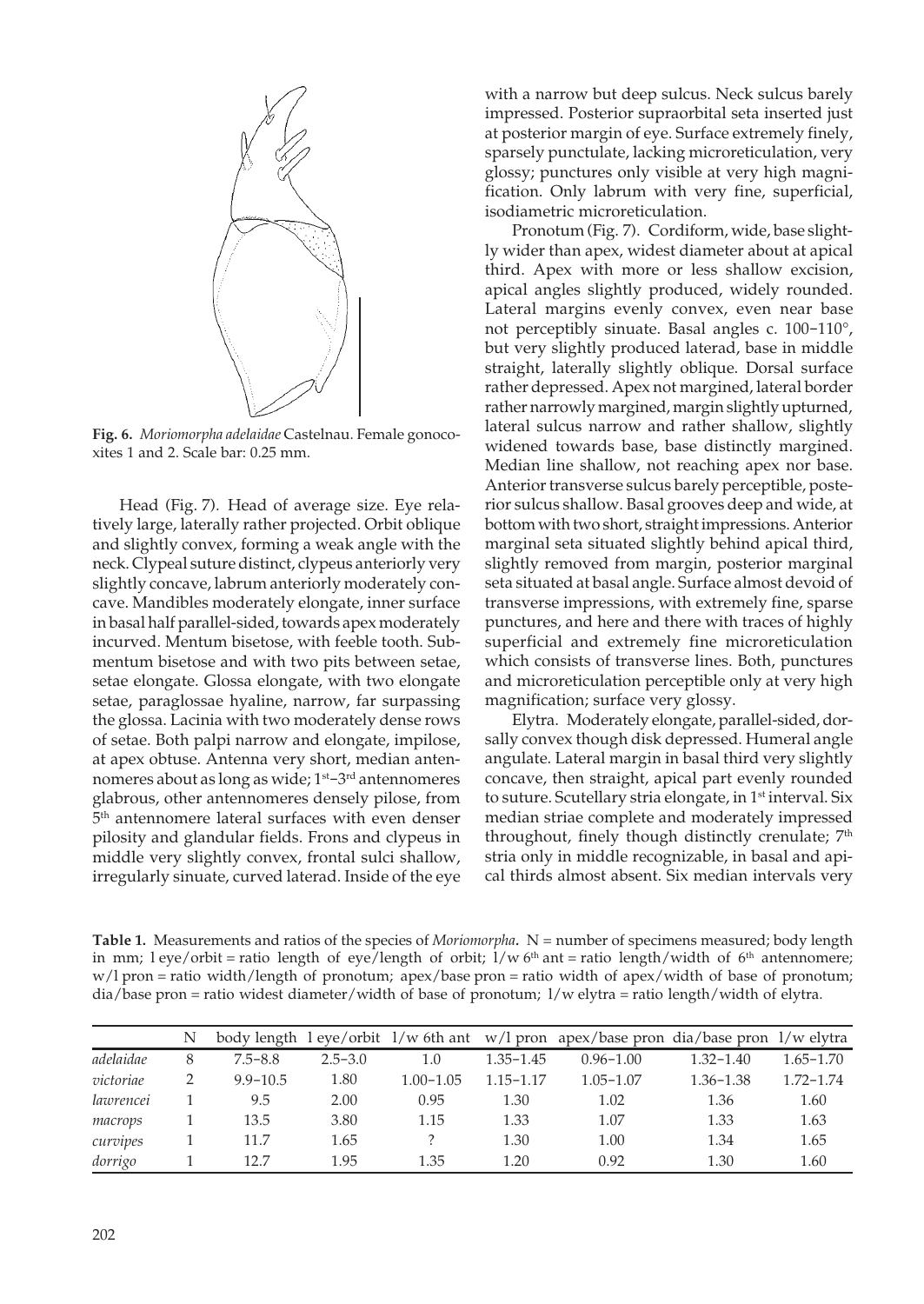**Fig. 6.** *Moriomorpha adelaidae* Castelnau. Female gonocoxites 1 and 2. Scale bar: 0.25 mm.

Head (Fig. 7). Head of average size. Eye relatively large, laterally rather projected. Orbit oblique and slightly convex, forming a weak angle with the neck. Clypeal suture distinct, clypeus anteriorly very slightly concave, labrum anteriorly moderately concave. Mandibles moderately elongate, inner surface in basal half parallel-sided, towards apex moderately incurved. Mentum bisetose, with feeble tooth. Submentum bisetose and with two pits between setae, setae elongate. Glossa elongate, with two elongate setae, paraglossae hyaline, narrow, far surpassing the glossa. Lacinia with two moderately dense rows of setae. Both palpi narrow and elongate, impilose, at apex obtuse. Antenna very short, median antennomeres about as long as wide; 1st–3rd antennomeres glabrous, other antennomeres densely pilose, from 5th antennomere lateral surfaces with even denser pilosity and glandular fields. Frons and clypeus in middle very slightly convex, frontal sulci shallow, irregularly sinuate, curved laterad. Inside of the eye with a narrow but deep sulcus. Neck sulcus barely impressed. Posterior supraorbital seta inserted just at posterior margin of eye. Surface extremely finely, sparsely punctulate, lacking microreticulation, very glossy; punctures only visible at very high magnification. Only labrum with very fine, superficial, isodiametric microreticulation.

Pronotum (Fig. 7). Cordiform, wide, base slightly wider than apex, widest diameter about at apical third. Apex with more or less shallow excision, apical angles slightly produced, widely rounded. Lateral margins evenly convex, even near base not perceptibly sinuate. Basal angles c. 100–110°, but very slightly produced laterad, base in middle straight, laterally slightly oblique. Dorsal surface rather depressed. Apex not margined, lateral border rather narrowly margined, margin slightly upturned, lateral sulcus narrow and rather shallow, slightly widened towards base, base distinctly margined. Median line shallow, not reaching apex nor base. Anterior transverse sulcus barely perceptible, posterior sulcus shallow. Basal grooves deep and wide, at bottom with two short, straight impressions. Anterior marginal seta situated slightly behind apical third, slightly removed from margin, posterior marginal seta situated at basal angle. Surface almost devoid of transverse impressions, with extremely fine, sparse punctures, and here and there with traces of highly superficial and extremely fine microreticulation which consists of transverse lines. Both, punctures and microreticulation perceptible only at very high magnification; surface very glossy.

Elytra. Moderately elongate, parallel-sided, dorsally convex though disk depressed. Humeral angle angulate. Lateral margin in basal third very slightly concave, then straight, apical part evenly rounded to suture. Scutellary stria elongate, in 1st interval. Six median striae complete and moderately impressed throughout, finely though distinctly crenulate; 7th stria only in middle recognizable, in basal and apical thirds almost absent. Six median intervals very

**Table 1.** Measurements and ratios of the species of *Moriomorpha*. N = number of specimens measured; body length in mm; l eye/orbit = ratio length of eye/length of orbit; l/w 6th ant = ratio length/width of 6th antennomere; w/l pron = ratio width/length of pronotum; apex/base pron = ratio width of apex/width of base of pronotum; dia/base pron = ratio widest diameter/width of base of pronotum; l/w elytra = ratio length/width of elytra.

| | N | body length | l eye/orbit | l/w 6th ant | w/l pron | apex/base pron | dia/base pron | l/w elytra |
|---|---|---|---|---|---|---|---|---|
| *adelaidae* | 8 | 7.5–8.8 | 2.5–3.0 | 1.0 | 1.35–1.45 | 0.96–1.00 | 1.32–1.40 | 1.65–1.70 |
| *victoriae* | 2 | 9.9–10.5 | 1.80 | 1.00–1.05 | 1.15–1.17 | 1.05–1.07 | 1.36–1.38 | 1.72–1.74 |
| *lawrencei* | 1 | 9.5 | 2.00 | 0.95 | 1.30 | 1.02 | 1.36 | 1.60 |
| *macrops* | 1 | 13.5 | 3.80 | 1.15 | 1.33 | 1.07 | 1.33 | 1.63 |
| *curvipes* | 1 | 11.7 | 1.65 | ? | 1.30 | 1.00 | 1.34 | 1.65 |
| *dorrigo* | 1 | 12.7 | 1.95 | 1.35 | 1.20 | 0.92 | 1.30 | 1.60 |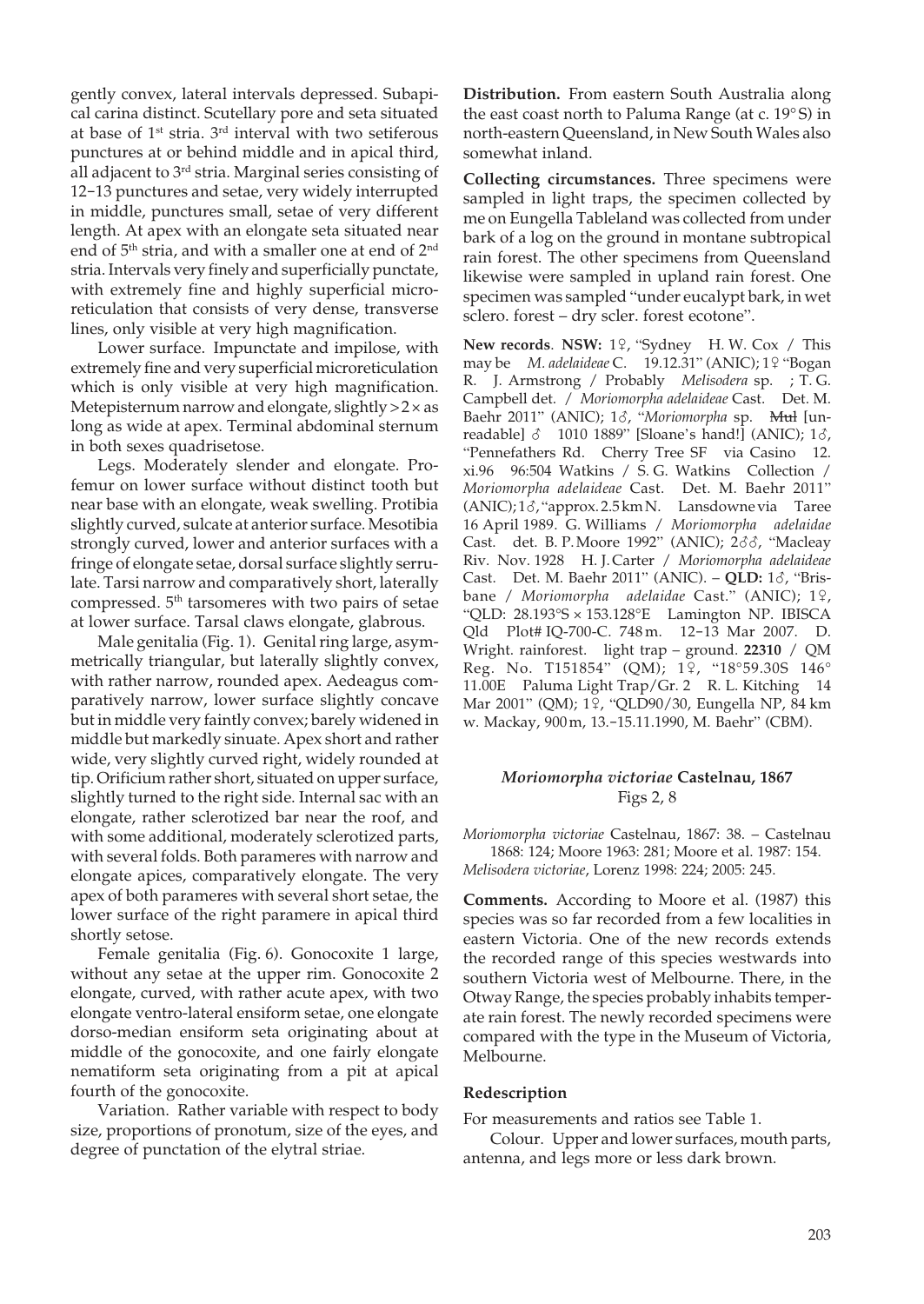gently convex, lateral intervals depressed. Subapical carina distinct. Scutellary pore and seta situated at base of 1st stria. 3rd interval with two setiferous punctures at or behind middle and in apical third, all adjacent to 3rd stria. Marginal series consisting of 12–13 punctures and setae, very widely interrupted in middle, punctures small, setae of very different length. At apex with an elongate seta situated near end of 5th stria, and with a smaller one at end of 2nd stria. Intervals very finely and superficially punctate, with extremely fine and highly superficial microreticulation that consists of very dense, transverse lines, only visible at very high magnification.

Lower surface. Impunctate and impilose, with extremely fine and very superficial microreticulation which is only visible at very high magnification. Metepisternum narrow and elongate, slightly > 2 × as long as wide at apex. Terminal abdominal sternum in both sexes quadrisetose.

Legs. Moderately slender and elongate. Profemur on lower surface without distinct tooth but near base with an elongate, weak swelling. Protibia slightly curved, sulcate at anterior surface. Mesotibia strongly curved, lower and anterior surfaces with a fringe of elongate setae, dorsal surface slightly serrulate. Tarsi narrow and comparatively short, laterally compressed. 5th tarsomeres with two pairs of setae at lower surface. Tarsal claws elongate, glabrous.

Male genitalia (Fig. 1). Genital ring large, asymmetrically triangular, but laterally slightly convex, with rather narrow, rounded apex. Aedeagus comparatively narrow, lower surface slightly concave but in middle very faintly convex; barely widened in middle but markedly sinuate. Apex short and rather wide, very slightly curved right, widely rounded at tip. Orificium rather short, situated on upper surface, slightly turned to the right side. Internal sac with an elongate, rather sclerotized bar near the roof, and with some additional, moderately sclerotized parts, with several folds. Both parameres with narrow and elongate apices, comparatively elongate. The very apex of both parameres with several short setae, the lower surface of the right paramere in apical third shortly setose.

Female genitalia (Fig. 6). Gonocoxite 1 large, without any setae at the upper rim. Gonocoxite 2 elongate, curved, with rather acute apex, with two elongate ventro-lateral ensiform setae, one elongate dorso-median ensiform seta originating about at middle of the gonocoxite, and one fairly elongate nematiform seta originating from a pit at apical fourth of the gonocoxite.

Variation. Rather variable with respect to body size, proportions of pronotum, size of the eyes, and degree of punctation of the elytral striae.

**Distribution.** From eastern South Australia along the east coast north to Paluma Range (at c. 19° S) in north-eastern Queensland, in New South Wales also somewhat inland.

**Collecting circumstances.** Three specimens were sampled in light traps, the specimen collected by me on Eungella Tableland was collected from under bark of a log on the ground in montane subtropical rain forest. The other specimens from Queensland likewise were sampled in upland rain forest. One specimen was sampled "under eucalypt bark, in wet sclero. forest – dry scler. forest ecotone".

**New records**. **NSW:** 1♀, "Sydney H. W. Cox / This may be *M. adelaideae* C. 19.12.31" (ANIC); 1♀ "Bogan R. J. Armstrong / Probably *Melisodera* sp. ; T. G. Campbell det. / *Moriomorpha adelaideae* Cast. Det. M. Baehr 2011" (ANIC); 1♂, "*Moriomorpha* sp. ~~Mul~~ [unreadable] ♂ 1010 1889" [Sloane's hand!] (ANIC); 1♂, "Pennefathers Rd. Cherry Tree SF via Casino 12. xi.96 96:504 Watkins / S. G. Watkins Collection / *Moriomorpha adelaideae* Cast. Det. M. Baehr 2011" (ANIC); 1♂, "approx. 2.5 km N. Lansdowne via Taree 16 April 1989. G. Williams / *Moriomorpha adelaidae* Cast. det. B. P. Moore 1992" (ANIC); 2♂♂, "Macleay Riv. Nov. 1928 H. J. Carter / *Moriomorpha adelaideae* Cast. Det. M. Baehr 2011" (ANIC). – **QLD:** 1♂, "Brisbane / *Moriomorpha adelaidae* Cast." (ANIC); 1♀, "QLD: 28.193°S × 153.128°E Lamington NP. IBISCA Qld Plot# IQ-700-C. 748 m. 12–13 Mar 2007. D. Wright. rainforest. light trap – ground. **22310** / QM Reg. No. T151854" (QM); 1♀, "18°59.30S 146° 11.00E Paluma Light Trap/Gr. 2 R. L. Kitching 14 Mar 2001" (QM); 1♀, "QLD90/30, Eungella NP, 84 km w. Mackay, 900 m, 13.–15.11.1990, M. Baehr" (CBM).

## *Moriomorpha victoriae* Castelnau, 1867

Figs 2, 8

*Moriomorpha victoriae* Castelnau, 1867: 38. – Castelnau 1868: 124; Moore 1963: 281; Moore et al. 1987: 154.
*Melisodera victoriae*, Lorenz 1998: 224; 2005: 245.

**Comments.** According to Moore et al. (1987) this species was so far recorded from a few localities in eastern Victoria. One of the new records extends the recorded range of this species westwards into southern Victoria west of Melbourne. There, in the Otway Range, the species probably inhabits temperate rain forest. The newly recorded specimens were compared with the type in the Museum of Victoria, Melbourne.

### Redescription

For measurements and ratios see Table 1.

Colour. Upper and lower surfaces, mouth parts, antenna, and legs more or less dark brown.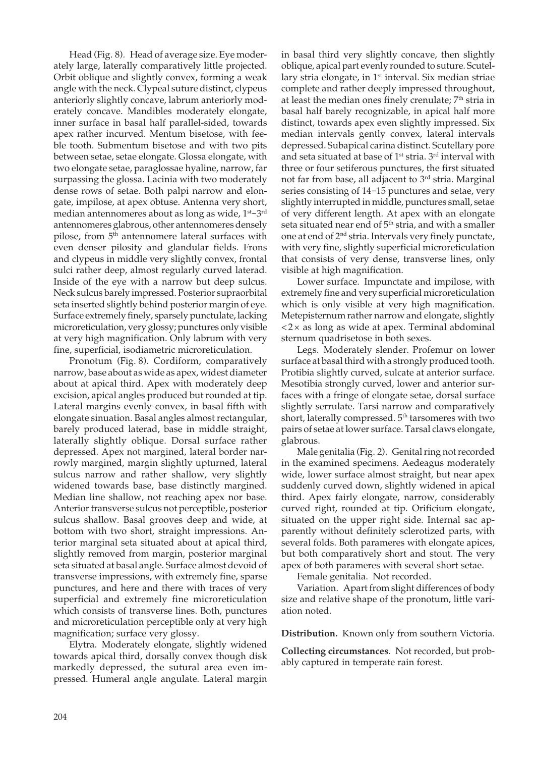Head (Fig. 8). Head of average size. Eye moderately large, laterally comparatively little projected. Orbit oblique and slightly convex, forming a weak angle with the neck. Clypeal suture distinct, clypeus anteriorly slightly concave, labrum anteriorly moderately concave. Mandibles moderately elongate, inner surface in basal half parallel-sided, towards apex rather incurved. Mentum bisetose, with feeble tooth. Submentum bisetose and with two pits between setae, setae elongate. Glossa elongate, with two elongate setae, paraglossae hyaline, narrow, far surpassing the glossa. Lacinia with two moderately dense rows of setae. Both palpi narrow and elongate, impilose, at apex obtuse. Antenna very short, median antennomeres about as long as wide, 1st–3rd antennomeres glabrous, other antennomeres densely pilose, from 5th antennomere lateral surfaces with even denser pilosity and glandular fields. Frons and clypeus in middle very slightly convex, frontal sulci rather deep, almost regularly curved laterad. Inside of the eye with a narrow but deep sulcus. Neck sulcus barely impressed. Posterior supraorbital seta inserted slightly behind posterior margin of eye. Surface extremely finely, sparsely punctulate, lacking microreticulation, very glossy; punctures only visible at very high magnification. Only labrum with very fine, superficial, isodiametric microreticulation.

Pronotum (Fig. 8). Cordiform, comparatively narrow, base about as wide as apex, widest diameter about at apical third. Apex with moderately deep excision, apical angles produced but rounded at tip. Lateral margins evenly convex, in basal fifth with elongate sinuation. Basal angles almost rectangular, barely produced laterad, base in middle straight, laterally slightly oblique. Dorsal surface rather depressed. Apex not margined, lateral border narrowly margined, margin slightly upturned, lateral sulcus narrow and rather shallow, very slightly widened towards base, base distinctly margined. Median line shallow, not reaching apex nor base. Anterior transverse sulcus not perceptible, posterior sulcus shallow. Basal grooves deep and wide, at bottom with two short, straight impressions. Anterior marginal seta situated about at apical third, slightly removed from margin, posterior marginal seta situated at basal angle. Surface almost devoid of transverse impressions, with extremely fine, sparse punctures, and here and there with traces of very superficial and extremely fine microreticulation which consists of transverse lines. Both, punctures and microreticulation perceptible only at very high magnification; surface very glossy.

Elytra. Moderately elongate, slightly widened towards apical third, dorsally convex though disk markedly depressed, the sutural area even impressed. Humeral angle angulate. Lateral margin in basal third very slightly concave, then slightly oblique, apical part evenly rounded to suture. Scutellary stria elongate, in 1st interval. Six median striae complete and rather deeply impressed throughout, at least the median ones finely crenulate; 7th stria in basal half barely recognizable, in apical half more distinct, towards apex even slightly impressed. Six median intervals gently convex, lateral intervals depressed. Subapical carina distinct. Scutellary pore and seta situated at base of 1st stria. 3rd interval with three or four setiferous punctures, the first situated not far from base, all adjacent to 3rd stria. Marginal series consisting of 14–15 punctures and setae, very slightly interrupted in middle, punctures small, setae of very different length. At apex with an elongate seta situated near end of 5th stria, and with a smaller one at end of 2nd stria. Intervals very finely punctate, with very fine, slightly superficial microreticulation that consists of very dense, transverse lines, only visible at high magnification.

Lower surface. Impunctate and impilose, with extremely fine and very superficial microreticulation which is only visible at very high magnification. Metepisternum rather narrow and elongate, slightly <2× as long as wide at apex. Terminal abdominal sternum quadrisetose in both sexes.

Legs. Moderately slender. Profemur on lower surface at basal third with a strongly produced tooth. Protibia slightly curved, sulcate at anterior surface. Mesotibia strongly curved, lower and anterior surfaces with a fringe of elongate setae, dorsal surface slightly serrulate. Tarsi narrow and comparatively short, laterally compressed. 5th tarsomeres with two pairs of setae at lower surface. Tarsal claws elongate, glabrous.

Male genitalia (Fig. 2). Genital ring not recorded in the examined specimens. Aedeagus moderately wide, lower surface almost straight, but near apex suddenly curved down, slightly widened in apical third. Apex fairly elongate, narrow, considerably curved right, rounded at tip. Orificium elongate, situated on the upper right side. Internal sac apparently without definitely sclerotized parts, with several folds. Both parameres with elongate apices, but both comparatively short and stout. The very apex of both parameres with several short setae.

Female genitalia. Not recorded.

Variation. Apart from slight differences of body size and relative shape of the pronotum, little variation noted.

**Distribution.** Known only from southern Victoria.

**Collecting circumstances**. Not recorded, but probably captured in temperate rain forest.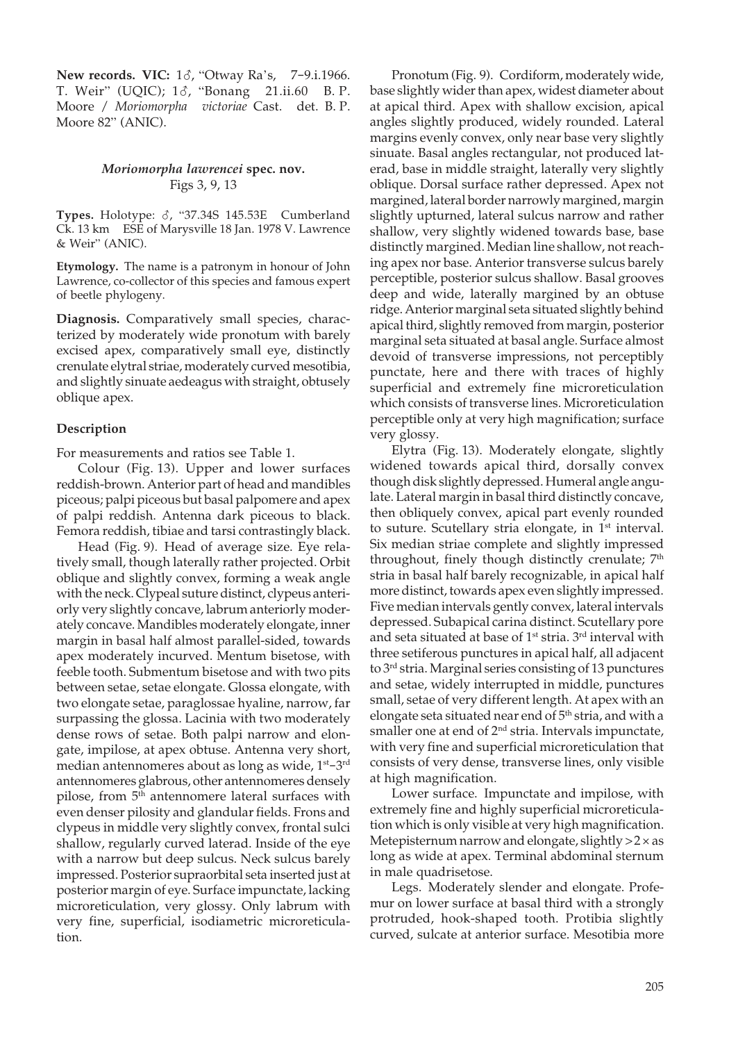**New records. VIC:** 1♂, "Otway Ra's, 7–9.i.1966. T. Weir" (UQIC); 1♂, "Bonang 21.ii.60 B. P. Moore / *Moriomorpha victoriae* Cast. det. B. P. Moore 82" (ANIC).

### *Moriomorpha lawrencei* spec. nov.

Figs 3, 9, 13

**Types.** Holotype: ♂, "37.34S 145.53E Cumberland Ck. 13 km ESE of Marysville 18 Jan. 1978 V. Lawrence & Weir" (ANIC).

**Etymology.** The name is a patronym in honour of John Lawrence, co-collector of this species and famous expert of beetle phylogeny.

**Diagnosis.** Comparatively small species, characterized by moderately wide pronotum with barely excised apex, comparatively small eye, distinctly crenulate elytral striae, moderately curved mesotibia, and slightly sinuate aedeagus with straight, obtusely oblique apex.

#### Description

For measurements and ratios see Table 1.

Colour (Fig. 13). Upper and lower surfaces reddish-brown. Anterior part of head and mandibles piceous; palpi piceous but basal palpomere and apex of palpi reddish. Antenna dark piceous to black. Femora reddish, tibiae and tarsi contrastingly black.

Head (Fig. 9). Head of average size. Eye relatively small, though laterally rather projected. Orbit oblique and slightly convex, forming a weak angle with the neck. Clypeal suture distinct, clypeus anteriorly very slightly concave, labrum anteriorly moderately concave. Mandibles moderately elongate, inner margin in basal half almost parallel-sided, towards apex moderately incurved. Mentum bisetose, with feeble tooth. Submentum bisetose and with two pits between setae, setae elongate. Glossa elongate, with two elongate setae, paraglossae hyaline, narrow, far surpassing the glossa. Lacinia with two moderately dense rows of setae. Both palpi narrow and elongate, impilose, at apex obtuse. Antenna very short, median antennomeres about as long as wide, 1st–3rd antennomeres glabrous, other antennomeres densely pilose, from 5th antennomere lateral surfaces with even denser pilosity and glandular fields. Frons and clypeus in middle very slightly convex, frontal sulci shallow, regularly curved laterad. Inside of the eye with a narrow but deep sulcus. Neck sulcus barely impressed. Posterior supraorbital seta inserted just at posterior margin of eye. Surface impunctate, lacking microreticulation, very glossy. Only labrum with very fine, superficial, isodiametric microreticulation.

Pronotum (Fig. 9). Cordiform, moderately wide, base slightly wider than apex, widest diameter about at apical third. Apex with shallow excision, apical angles slightly produced, widely rounded. Lateral margins evenly convex, only near base very slightly sinuate. Basal angles rectangular, not produced laterad, base in middle straight, laterally very slightly oblique. Dorsal surface rather depressed. Apex not margined, lateral border narrowly margined, margin slightly upturned, lateral sulcus narrow and rather shallow, very slightly widened towards base, base distinctly margined. Median line shallow, not reaching apex nor base. Anterior transverse sulcus barely perceptible, posterior sulcus shallow. Basal grooves deep and wide, laterally margined by an obtuse ridge. Anterior marginal seta situated slightly behind apical third, slightly removed from margin, posterior marginal seta situated at basal angle. Surface almost devoid of transverse impressions, not perceptibly punctate, here and there with traces of highly superficial and extremely fine microreticulation which consists of transverse lines. Microreticulation perceptible only at very high magnification; surface very glossy.

Elytra (Fig. 13). Moderately elongate, slightly widened towards apical third, dorsally convex though disk slightly depressed. Humeral angle angulate. Lateral margin in basal third distinctly concave, then obliquely convex, apical part evenly rounded to suture. Scutellary stria elongate, in 1st interval. Six median striae complete and slightly impressed throughout, finely though distinctly crenulate; 7th stria in basal half barely recognizable, in apical half more distinct, towards apex even slightly impressed. Five median intervals gently convex, lateral intervals depressed. Subapical carina distinct. Scutellary pore and seta situated at base of 1st stria. 3rd interval with three setiferous punctures in apical half, all adjacent to 3rd stria. Marginal series consisting of 13 punctures and setae, widely interrupted in middle, punctures small, setae of very different length. At apex with an elongate seta situated near end of 5th stria, and with a smaller one at end of 2nd stria. Intervals impunctate, with very fine and superficial microreticulation that consists of very dense, transverse lines, only visible at high magnification.

Lower surface. Impunctate and impilose, with extremely fine and highly superficial microreticulation which is only visible at very high magnification. Metepisternum narrow and elongate, slightly $> 2 \times$ as long as wide at apex. Terminal abdominal sternum in male quadrisetose.

Legs. Moderately slender and elongate. Profemur on lower surface at basal third with a strongly protruded, hook-shaped tooth. Protibia slightly curved, sulcate at anterior surface. Mesotibia more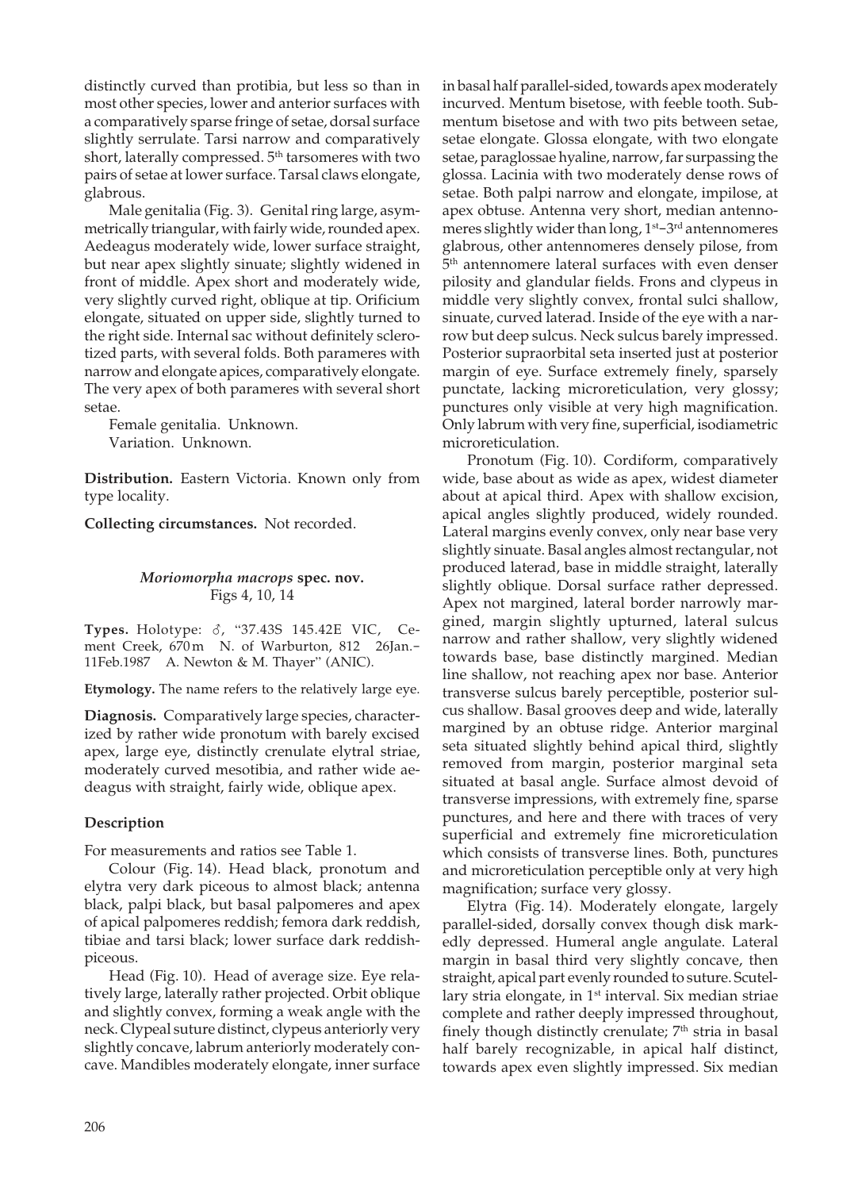distinctly curved than protibia, but less so than in most other species, lower and anterior surfaces with a comparatively sparse fringe of setae, dorsal surface slightly serrulate. Tarsi narrow and comparatively short, laterally compressed. 5th tarsomeres with two pairs of setae at lower surface. Tarsal claws elongate, glabrous.

Male genitalia (Fig. 3). Genital ring large, asymmetrically triangular, with fairly wide, rounded apex. Aedeagus moderately wide, lower surface straight, but near apex slightly sinuate; slightly widened in front of middle. Apex short and moderately wide, very slightly curved right, oblique at tip. Orificium elongate, situated on upper side, slightly turned to the right side. Internal sac without definitely sclerotized parts, with several folds. Both parameres with narrow and elongate apices, comparatively elongate. The very apex of both parameres with several short setae.

Female genitalia. Unknown.

Variation. Unknown.

**Distribution.** Eastern Victoria. Known only from type locality.

**Collecting circumstances.** Not recorded.

### *Moriomorpha macrops* spec. nov.

Figs 4, 10, 14

**Types.** Holotype: ♂, "37.43S 145.42E VIC, Cement Creek, 670 m N. of Warburton, 812 26Jan.–11Feb.1987 A. Newton & M. Thayer" (ANIC).

**Etymology.** The name refers to the relatively large eye.

**Diagnosis.** Comparatively large species, characterized by rather wide pronotum with barely excised apex, large eye, distinctly crenulate elytral striae, moderately curved mesotibia, and rather wide aedeagus with straight, fairly wide, oblique apex.

#### Description

For measurements and ratios see Table 1.

Colour (Fig. 14). Head black, pronotum and elytra very dark piceous to almost black; antenna black, palpi black, but basal palpomeres and apex of apical palpomeres reddish; femora dark reddish, tibiae and tarsi black; lower surface dark reddish-piceous.

Head (Fig. 10). Head of average size. Eye relatively large, laterally rather projected. Orbit oblique and slightly convex, forming a weak angle with the neck. Clypeal suture distinct, clypeus anteriorly very slightly concave, labrum anteriorly moderately concave. Mandibles moderately elongate, inner surface in basal half parallel-sided, towards apex moderately incurved. Mentum bisetose, with feeble tooth. Submentum bisetose and with two pits between setae, setae elongate. Glossa elongate, with two elongate setae, paraglossae hyaline, narrow, far surpassing the glossa. Lacinia with two moderately dense rows of setae. Both palpi narrow and elongate, impilose, at apex obtuse. Antenna very short, median antennomeres slightly wider than long, 1st–3rd antennomeres glabrous, other antennomeres densely pilose, from 5th antennomere lateral surfaces with even denser pilosity and glandular fields. Frons and clypeus in middle very slightly convex, frontal sulci shallow, sinuate, curved laterad. Inside of the eye with a narrow but deep sulcus. Neck sulcus barely impressed. Posterior supraorbital seta inserted just at posterior margin of eye. Surface extremely finely, sparsely punctate, lacking microreticulation, very glossy; punctures only visible at very high magnification. Only labrum with very fine, superficial, isodiametric microreticulation.

Pronotum (Fig. 10). Cordiform, comparatively wide, base about as wide as apex, widest diameter about at apical third. Apex with shallow excision, apical angles slightly produced, widely rounded. Lateral margins evenly convex, only near base very slightly sinuate. Basal angles almost rectangular, not produced laterad, base in middle straight, laterally slightly oblique. Dorsal surface rather depressed. Apex not margined, lateral border narrowly margined, margin slightly upturned, lateral sulcus narrow and rather shallow, very slightly widened towards base, base distinctly margined. Median line shallow, not reaching apex nor base. Anterior transverse sulcus barely perceptible, posterior sulcus shallow. Basal grooves deep and wide, laterally margined by an obtuse ridge. Anterior marginal seta situated slightly behind apical third, slightly removed from margin, posterior marginal seta situated at basal angle. Surface almost devoid of transverse impressions, with extremely fine, sparse punctures, and here and there with traces of very superficial and extremely fine microreticulation which consists of transverse lines. Both, punctures and microreticulation perceptible only at very high magnification; surface very glossy.

Elytra (Fig. 14). Moderately elongate, largely parallel-sided, dorsally convex though disk markedly depressed. Humeral angle angulate. Lateral margin in basal third very slightly concave, then straight, apical part evenly rounded to suture. Scutellary stria elongate, in 1st interval. Six median striae complete and rather deeply impressed throughout, finely though distinctly crenulate; 7th stria in basal half barely recognizable, in apical half distinct, towards apex even slightly impressed. Six median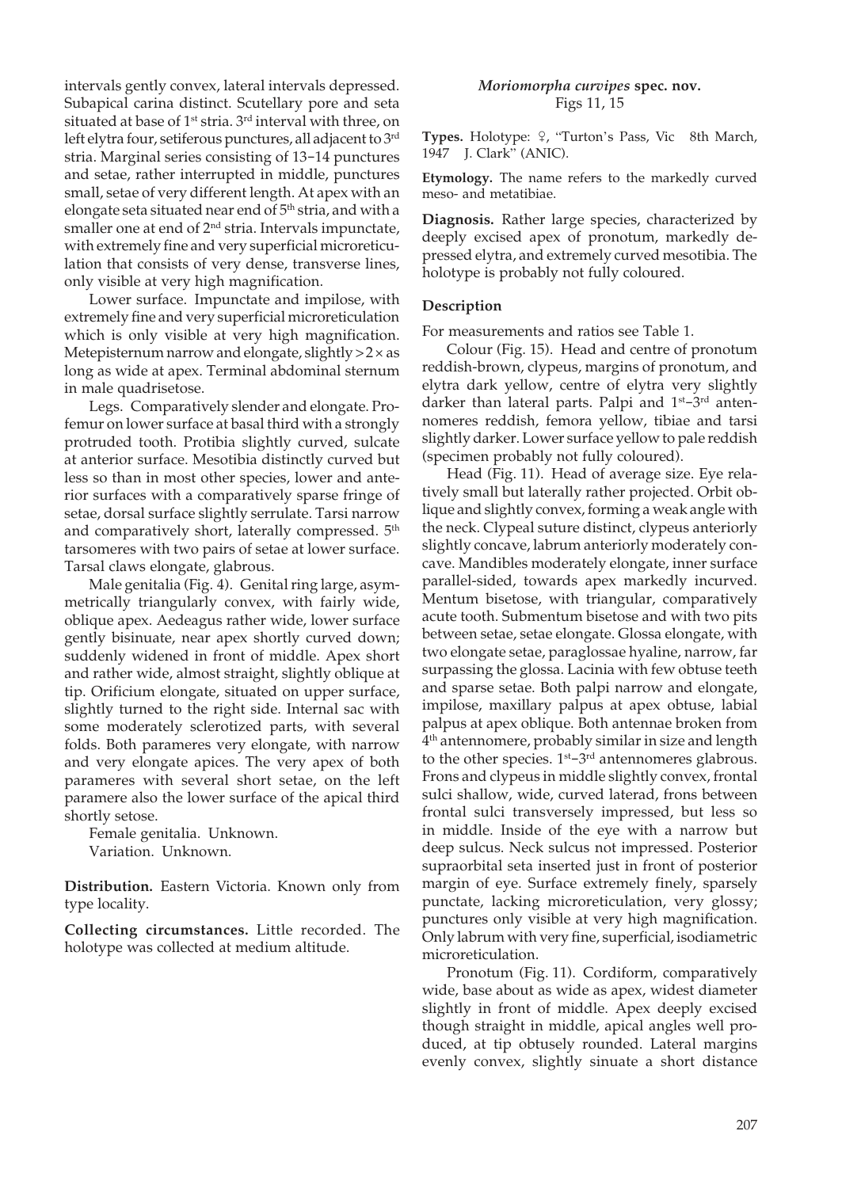intervals gently convex, lateral intervals depressed. Subapical carina distinct. Scutellary pore and seta situated at base of 1st stria. 3rd interval with three, on left elytra four, setiferous punctures, all adjacent to 3rd stria. Marginal series consisting of 13–14 punctures and setae, rather interrupted in middle, punctures small, setae of very different length. At apex with an elongate seta situated near end of 5th stria, and with a smaller one at end of 2nd stria. Intervals impunctate, with extremely fine and very superficial microreticulation that consists of very dense, transverse lines, only visible at very high magnification.

Lower surface. Impunctate and impilose, with extremely fine and very superficial microreticulation which is only visible at very high magnification. Metepisternum narrow and elongate, slightly >2 × as long as wide at apex. Terminal abdominal sternum in male quadrisetose.

Legs. Comparatively slender and elongate. Profemur on lower surface at basal third with a strongly protruded tooth. Protibia slightly curved, sulcate at anterior surface. Mesotibia distinctly curved but less so than in most other species, lower and anterior surfaces with a comparatively sparse fringe of setae, dorsal surface slightly serrulate. Tarsi narrow and comparatively short, laterally compressed. 5th tarsomeres with two pairs of setae at lower surface. Tarsal claws elongate, glabrous.

Male genitalia (Fig. 4). Genital ring large, asymmetrically triangularly convex, with fairly wide, oblique apex. Aedeagus rather wide, lower surface gently bisinuate, near apex shortly curved down; suddenly widened in front of middle. Apex short and rather wide, almost straight, slightly oblique at tip. Orificium elongate, situated on upper surface, slightly turned to the right side. Internal sac with some moderately sclerotized parts, with several folds. Both parameres very elongate, with narrow and very elongate apices. The very apex of both parameres with several short setae, on the left paramere also the lower surface of the apical third shortly setose.

Female genitalia. Unknown.

Variation. Unknown.

**Distribution.** Eastern Victoria. Known only from type locality.

**Collecting circumstances.** Little recorded. The holotype was collected at medium altitude.

## *Moriomorpha curvipes* spec. nov.

Figs 11, 15

**Types.** Holotype: ♀, "Turton's Pass, Vic 8th March, 1947 J. Clark" (ANIC).

**Etymology.** The name refers to the markedly curved meso- and metatibiae.

**Diagnosis.** Rather large species, characterized by deeply excised apex of pronotum, markedly depressed elytra, and extremely curved mesotibia. The holotype is probably not fully coloured.

### Description

For measurements and ratios see Table 1.

Colour (Fig. 15). Head and centre of pronotum reddish-brown, clypeus, margins of pronotum, and elytra dark yellow, centre of elytra very slightly darker than lateral parts. Palpi and 1st–3rd antennomeres reddish, femora yellow, tibiae and tarsi slightly darker. Lower surface yellow to pale reddish (specimen probably not fully coloured).

Head (Fig. 11). Head of average size. Eye relatively small but laterally rather projected. Orbit oblique and slightly convex, forming a weak angle with the neck. Clypeal suture distinct, clypeus anteriorly slightly concave, labrum anteriorly moderately concave. Mandibles moderately elongate, inner surface towards apex markedly incurved. Mentum bisetose, with triangular, comparatively acute tooth. Submentum bisetose and with two pits between setae, setae elongate. Glossa elongate, with two elongate setae, paraglossae hyaline, narrow, far surpassing the glossa. Lacinia with few obtuse teeth and sparse setae. Both palpi narrow and elongate, impilose, maxillary palpus at apex obtuse, labial palpus at apex oblique. Both antennae broken from 4th antennomere, probably similar in size and length to the other species. 1st–3rd antennomeres glabrous. Frons and clypeus in middle slightly convex, frontal sulci shallow, wide, curved laterad, frons between frontal sulci transversely impressed, but less so in middle. Inside of the eye with a narrow but deep sulcus. Neck sulcus not impressed. Posterior supraorbital seta inserted just in front of posterior margin of eye. Surface extremely finely, sparsely punctate, lacking microreticulation, very glossy; punctures only visible at very high magnification. Only labrum with very fine, superficial, isodiametric microreticulation.

Pronotum (Fig. 11). Cordiform, comparatively wide, base about as wide as apex, widest diameter slightly in front of middle. Apex deeply excised though straight in middle, apical angles well produced, at tip obtusely rounded. Lateral margins evenly convex, slightly sinuate a short distance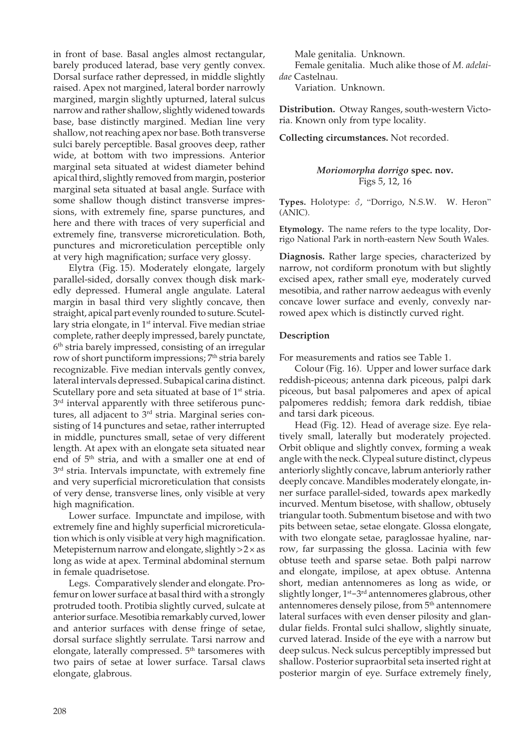in front of base. Basal angles almost rectangular, barely produced laterad, base very gently convex. Dorsal surface rather depressed, in middle slightly raised. Apex not margined, lateral border narrowly margined, margin slightly upturned, lateral sulcus narrow and rather shallow, slightly widened towards base, base distinctly margined. Median line very shallow, not reaching apex nor base. Both transverse sulci barely perceptible. Basal grooves deep, rather wide, at bottom with two impressions. Anterior marginal seta situated at widest diameter behind apical third, slightly removed from margin, posterior marginal seta situated at basal angle. Surface with some shallow though distinct transverse impressions, with extremely fine, sparse punctures, and here and there with traces of very superficial and extremely fine, transverse microreticulation. Both, punctures and microreticulation perceptible only at very high magnification; surface very glossy.

Elytra (Fig. 15). Moderately elongate, largely parallel-sided, dorsally convex though disk markedly depressed. Humeral angle angulate. Lateral margin in basal third very slightly concave, then straight, apical part evenly rounded to suture. Scutellary stria elongate, in 1st interval. Five median striae complete, rather deeply impressed, barely punctate, 6th stria barely impressed, consisting of an irregular row of short punctiform impressions; 7th stria barely recognizable. Five median intervals gently convex, lateral intervals depressed. Subapical carina distinct. Scutellary pore and seta situated at base of 1st stria. 3rd interval apparently with three setiferous punctures, all adjacent to 3rd stria. Marginal series consisting of 14 punctures and setae, rather interrupted in middle, punctures small, setae of very different length. At apex with an elongate seta situated near end of 5th stria, and with a smaller one at end of 3rd stria. Intervals impunctate, with extremely fine and very superficial microreticulation that consists of very dense, transverse lines, only visible at very high magnification.

Lower surface. Impunctate and impilose, with extremely fine and highly superficial microreticulation which is only visible at very high magnification. Metepisternum narrow and elongate, slightly >2× as long as wide at apex. Terminal abdominal sternum in female quadrisetose.

Legs. Comparatively slender and elongate. Profemur on lower surface at basal third with a strongly protruded tooth. Protibia slightly curved, sulcate at anterior surface. Mesotibia remarkably curved, lower and anterior surfaces with dense fringe of setae, dorsal surface slightly serrulate. Tarsi narrow and elongate, laterally compressed. 5th tarsomeres with two pairs of setae at lower surface. Tarsal claws elongate, glabrous.

Male genitalia. Unknown.

Female genitalia. Much alike those of *M. adelaidae* Castelnau.

Variation. Unknown.

**Distribution.** Otway Ranges, south-western Victoria. Known only from type locality.

**Collecting circumstances.** Not recorded.

### *Moriomorpha dorrigo* spec. nov.
Figs 5, 12, 16

**Types.** Holotype: ♂, "Dorrigo, N.S.W. W. Heron" (ANIC).

**Etymology.** The name refers to the type locality, Dorrigo National Park in north-eastern New South Wales.

**Diagnosis.** Rather large species, characterized by narrow, not cordiform pronotum with but slightly excised apex, rather small eye, moderately curved mesotibia, and rather narrow aedeagus with evenly concave lower surface and evenly, convexly narrowed apex which is distinctly curved right.

#### Description

For measurements and ratios see Table 1.

Colour (Fig. 16). Upper and lower surface dark reddish-piceous; antenna dark piceous, palpi dark piceous, but basal palpomeres and apex of apical palpomeres reddish; femora dark reddish, tibiae and tarsi dark piceous.

Head (Fig. 12). Head of average size. Eye relatively small, laterally but moderately projected. Orbit oblique and slightly convex, forming a weak angle with the neck. Clypeal suture distinct, clypeus anteriorly slightly concave, labrum anteriorly rather deeply concave. Mandibles moderately elongate, inner surface parallel-sided, towards apex markedly incurved. Mentum bisetose, with shallow, obtusely triangular tooth. Submentum bisetose and with two pits between setae, setae elongate. Glossa elongate, with two elongate setae, paraglossae hyaline, narrow, far surpassing the glossa. Lacinia with few obtuse teeth and sparse setae. Both palpi narrow and elongate, impilose, at apex obtuse. Antenna short, median antennomeres as long as wide, or slightly longer, 1st–3rd antennomeres glabrous, other antennomeres densely pilose, from 5th antennomere lateral surfaces with even denser pilosity and glandular fields. Frontal sulci shallow, slightly sinuate, curved laterad. Inside of the eye with a narrow but deep sulcus. Neck sulcus perceptibly impressed but shallow. Posterior supraorbital seta inserted right at posterior margin of eye. Surface extremely finely,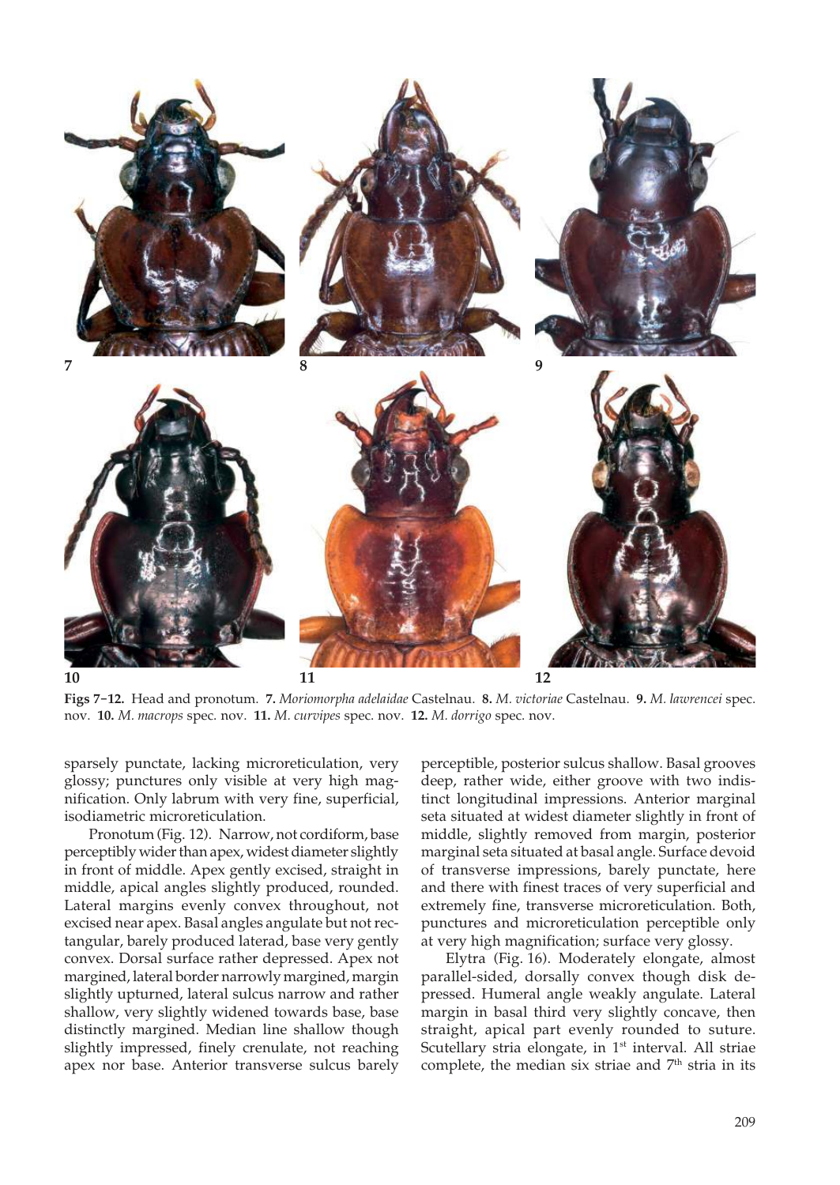**Figs 7–12.** Head and pronotum. **7.** *Moriomorpha adelaidae* Castelnau. **8.** *M. victoriae* Castelnau. **9.** *M. lawrencei* spec. nov. **10.** *M. macrops* spec. nov. **11.** *M. curvipes* spec. nov. **12.** *M. dorrigo* spec. nov.

sparsely punctate, lacking microreticulation, very glossy; punctures only visible at very high magnification. Only labrum with very fine, superficial, isodiametric microreticulation.

Pronotum (Fig. 12). Narrow, not cordiform, base perceptibly wider than apex, widest diameter slightly in front of middle. Apex gently excised, straight in middle, apical angles slightly produced, rounded. Lateral margins evenly convex throughout, not excised near apex. Basal angles angulate but not rectangular, barely produced laterad, base very gently convex. Dorsal surface rather depressed. Apex not margined, lateral border narrowly margined, margin slightly upturned, lateral sulcus narrow and rather shallow, very slightly widened towards base, base distinctly margined. Median line shallow though slightly impressed, finely crenulate, not reaching apex nor base. Anterior transverse sulcus barely perceptible, posterior sulcus shallow. Basal grooves deep, rather wide, either groove with two indistinct longitudinal impressions. Anterior marginal seta situated at widest diameter slightly in front of middle, slightly removed from margin, posterior marginal seta situated at basal angle. Surface devoid of transverse impressions, barely punctate, here and there with finest traces of very superficial and extremely fine, transverse microreticulation. Both, punctures and microreticulation perceptible only at very high magnification; surface very glossy.

Elytra (Fig. 16). Moderately elongate, almost parallel-sided, dorsally convex though disk depressed. Humeral angle weakly angulate. Lateral margin in basal third very slightly concave, then straight, apical part evenly rounded to suture. Scutellary stria elongate, in 1st interval. All striae complete, the median six striae and 7th stria in its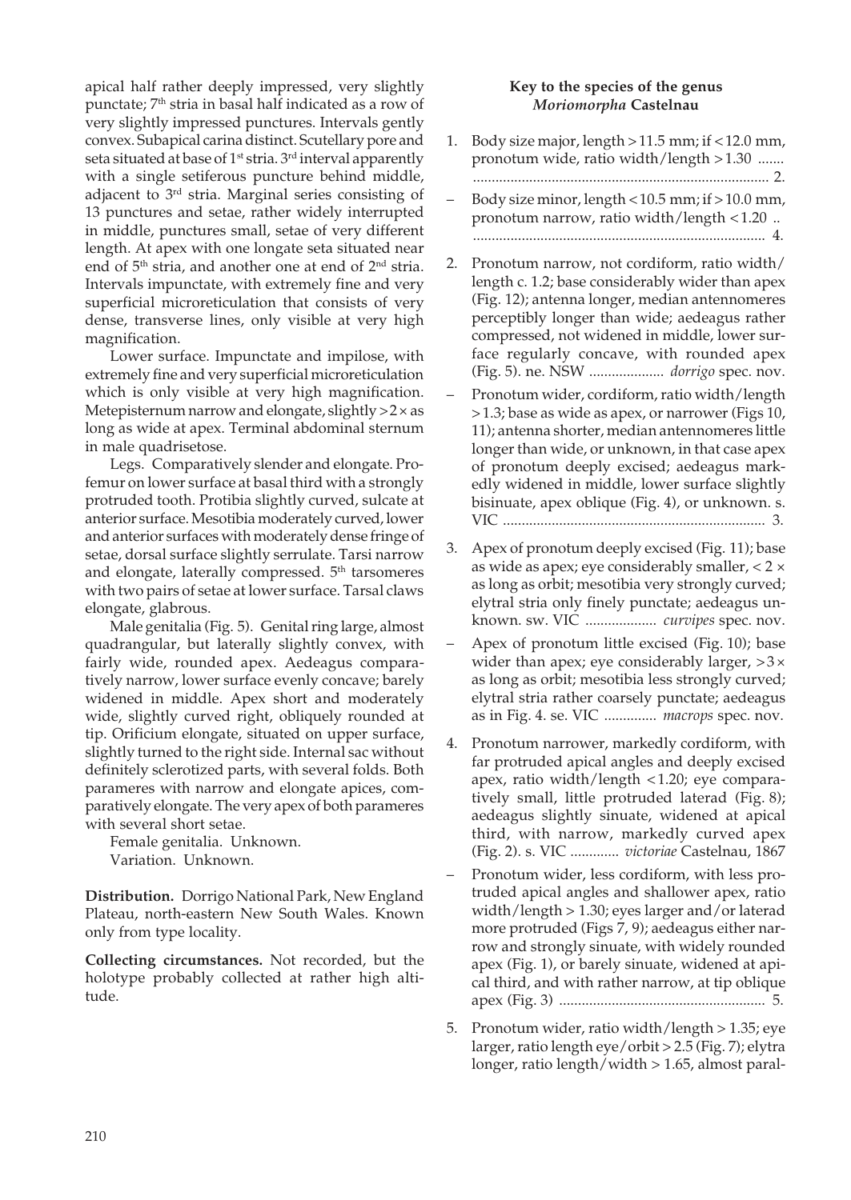apical half rather deeply impressed, very slightly punctate; 7th stria in basal half indicated as a row of very slightly impressed punctures. Intervals gently convex. Subapical carina distinct. Scutellary pore and seta situated at base of 1st stria. 3rd interval apparently with a single setiferous puncture behind middle, adjacent to 3rd stria. Marginal series consisting of 13 punctures and setae, rather widely interrupted in middle, punctures small, setae of very different length. At apex with one longate seta situated near end of 5th stria, and another one at end of 2nd stria. Intervals impunctate, with extremely fine and very superficial microreticulation that consists of very dense, transverse lines, only visible at very high magnification.

Lower surface. Impunctate and impilose, with extremely fine and very superficial microreticulation which is only visible at very high magnification. Metepisternum narrow and elongate, slightly $>2\times$ as long as wide at apex. Terminal abdominal sternum in male quadrisetose.

Legs. Comparatively slender and elongate. Profemur on lower surface at basal third with a strongly protruded tooth. Protibia slightly curved, sulcate at anterior surface. Mesotibia moderately curved, lower and anterior surfaces with moderately dense fringe of setae, dorsal surface slightly serrulate. Tarsi narrow and elongate, laterally compressed. 5th tarsomeres with two pairs of setae at lower surface. Tarsal claws elongate, glabrous.

Male genitalia (Fig. 5). Genital ring large, almost quadrangular, but laterally slightly convex, with fairly wide, rounded apex. Aedeagus comparatively narrow, lower surface evenly concave; barely widened in middle. Apex short and moderately wide, slightly curved right, obliquely rounded at tip. Orificium elongate, situated on upper surface, slightly turned to the right side. Internal sac without definitely sclerotized parts, with several folds. Both parameres with narrow and elongate apices, comparatively elongate. The very apex of both parameres with several short setae.

Female genitalia. Unknown.

Variation. Unknown.

**Distribution.** Dorrigo National Park, New England Plateau, north-eastern New South Wales. Known only from type locality.

**Collecting circumstances.** Not recorded, but the holotype probably collected at rather high altitude.

### Key to the species of the genus *Moriomorpha* Castelnau

1. Body size major, length >11.5 mm; if <12.0 mm, pronotum wide, ratio width/length >1.30 ....... 2.
– Body size minor, length <10.5 mm; if >10.0 mm, pronotum narrow, ratio width/length <1.20 .. 4.
2. Pronotum narrow, not cordiform, ratio width/length c. 1.2; base considerably wider than apex (Fig. 12); antenna longer, median antennomeres perceptibly longer than wide; aedeagus rather compressed, not widened in middle, lower surface regularly concave, with rounded apex (Fig. 5). ne. NSW .................... *dorrigo* spec. nov.
– Pronotum wider, cordiform, ratio width/length >1.3; base as wide as apex, or narrower (Figs 10, 11); antenna shorter, median antennomeres little longer than wide, or unknown, in that case apex of pronotum deeply excised; aedeagus markedly widened in middle, lower surface slightly bisinuate, apex oblique (Fig. 4), or unknown. s. VIC ...................................................................... 3.
3. Apex of pronotum deeply excised (Fig. 11); base as wide as apex; eye considerably smaller, $<2\times$ as long as orbit; mesotibia very strongly curved; elytral stria only finely punctate; aedeagus unknown. sw. VIC ................... *curvipes* spec. nov.
– Apex of pronotum little excised (Fig. 10); base wider than apex; eye considerably larger, $>3\times$ as long as orbit; mesotibia less strongly curved; elytral stria rather coarsely punctate; aedeagus as in Fig. 4. se. VIC .............. *macrops* spec. nov.
4. Pronotum narrower, markedly cordiform, with far protruded apical angles and deeply excised apex, ratio width/length <1.20; eye comparatively small, little protruded laterad (Fig. 8); aedeagus slightly sinuate, widened at apical third, with narrow, markedly curved apex (Fig. 2). s. VIC ............. *victoriae* Castelnau, 1867
– Pronotum wider, less cordiform, with less protruded apical angles and shallower apex, ratio width/length > 1.30; eyes larger and/or laterad more protruded (Figs 7, 9); aedeagus either narrow and strongly sinuate, with widely rounded apex (Fig. 1), or barely sinuate, widened at apical third, and with rather narrow, at tip oblique apex (Fig. 3) ...................................................... 5.
5. Pronotum wider, ratio width/length > 1.35; eye larger, ratio length eye/orbit > 2.5 (Fig. 7); elytra longer, ratio length/width > 1.65, almost paral-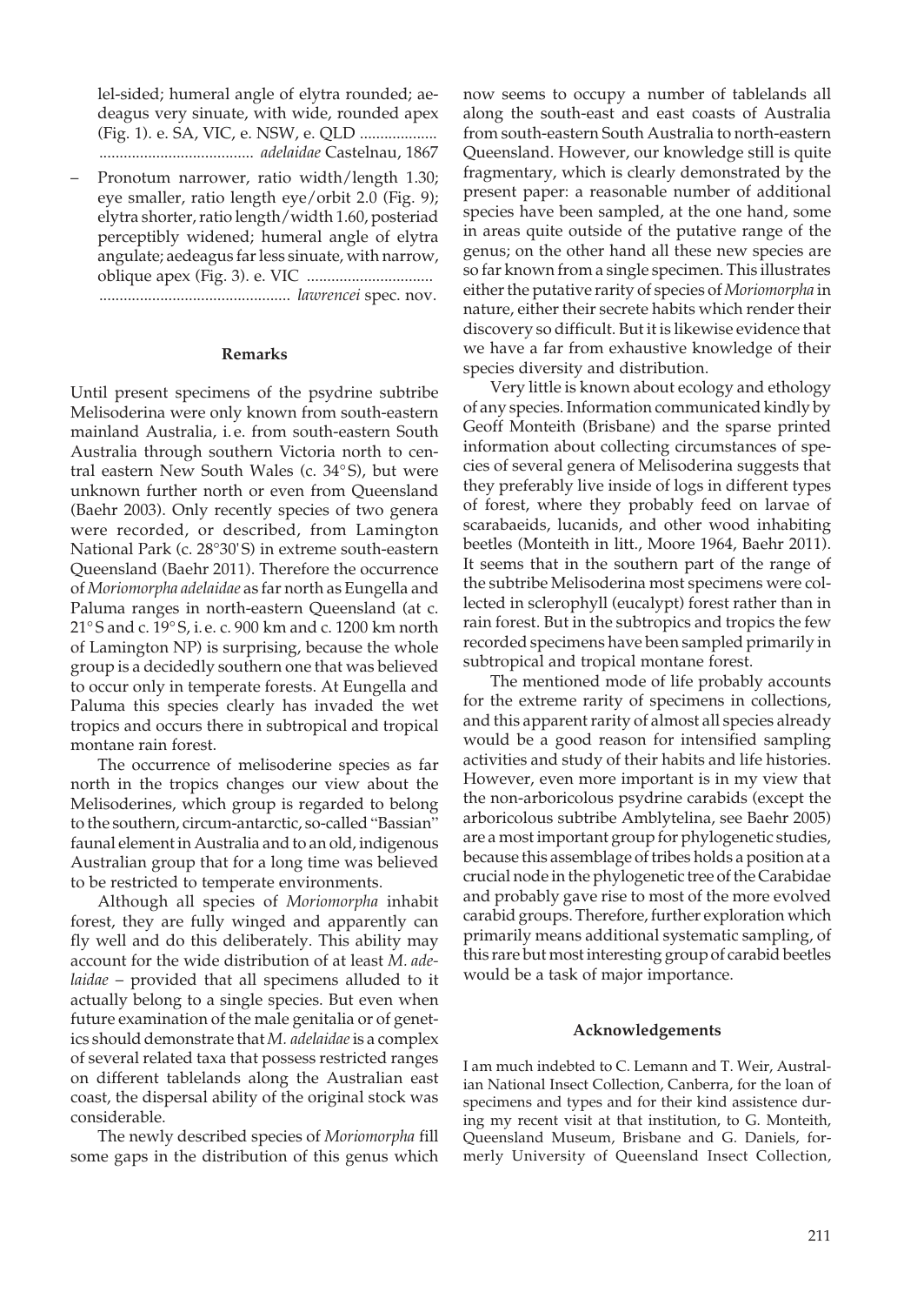lel-sided; humeral angle of elytra rounded; aedeagus very sinuate, with wide, rounded apex (Fig. 1). e. SA, VIC, e. NSW, e. QLD ................... ...................................... *adelaidae* Castelnau, 1867

– Pronotum narrower, ratio width/length 1.30; eye smaller, ratio length eye/orbit 2.0 (Fig. 9); elytra shorter, ratio length/width 1.60, posteriad perceptibly widened; humeral angle of elytra angulate; aedeagus far less sinuate, with narrow, oblique apex (Fig. 3). e. VIC ............................... .............................................. *lawrencei* spec. nov.

#### Remarks

Until present specimens of the psydrine subtribe Melisoderina were only known from south-eastern mainland Australia, i.e. from south-eastern South Australia through southern Victoria north to central eastern New South Wales (c. 34° S), but were unknown further north or even from Queensland (Baehr 2003). Only recently species of two genera were recorded, or described, from Lamington National Park (c. 28°30'S) in extreme south-eastern Queensland (Baehr 2011). Therefore the occurrence of *Moriomorpha adelaidae* as far north as Eungella and Paluma ranges in north-eastern Queensland (at c. 21° S and c. 19° S, i.e. c. 900 km and c. 1200 km north of Lamington NP) is surprising, because the whole group is a decidedly southern one that was believed to occur only in temperate forests. At Eungella and Paluma this species clearly has invaded the wet tropics and occurs there in subtropical and tropical montane rain forest.

The occurrence of melisoderine species as far north in the tropics changes our view about the Melisoderines, which group is regarded to belong to the southern, circum-antarctic, so-called "Bassian" faunal element in Australia and to an old, indigenous Australian group that for a long time was believed to be restricted to temperate environments.

Although all species of *Moriomorpha* inhabit forest, they are fully winged and apparently can fly well and do this deliberately. This ability may account for the wide distribution of at least *M. adelaidae* – provided that all specimens alluded to it actually belong to a single species. But even when future examination of the male genitalia or of genetics should demonstrate that *M. adelaidae* is a complex of several related taxa that possess restricted ranges on different tablelands along the Australian east coast, the dispersal ability of the original stock was considerable.

The newly described species of *Moriomorpha* fill some gaps in the distribution of this genus which now seems to occupy a number of tablelands all along the south-east and east coasts of Australia from south-eastern South Australia to north-eastern Queensland. However, our knowledge still is quite fragmentary, which is clearly demonstrated by the present paper: a reasonable number of additional species have been sampled, at the one hand, some in areas quite outside of the putative range of the genus; on the other hand all these new species are so far known from a single specimen. This illustrates either the putative rarity of species of *Moriomorpha* in nature, either their secrete habits which render their discovery so difficult. But it is likewise evidence that we have a far from exhaustive knowledge of their species diversity and distribution.

Very little is known about ecology and ethology of any species. Information communicated kindly by Geoff Monteith (Brisbane) and the sparse printed information about collecting circumstances of species of several genera of Melisoderina suggests that they preferably live inside of logs in different types of forest, where they probably feed on larvae of scarabaeids, lucanids, and other wood inhabiting beetles (Monteith in litt., Moore 1964, Baehr 2011). It seems that in the southern part of the range of the subtribe Melisoderina most specimens were collected in sclerophyll (eucalypt) forest rather than in rain forest. But in the subtropics and tropics the few recorded specimens have been sampled primarily in subtropical and tropical montane forest.

The mentioned mode of life probably accounts for the extreme rarity of specimens in collections, and this apparent rarity of almost all species already would be a good reason for intensified sampling activities and study of their habits and life histories. However, even more important is in my view that the non-arboricolous psydrine carabids (except the arboricolous subtribe Amblytelina, see Baehr 2005) are a most important group for phylogenetic studies, because this assemblage of tribes holds a position at a crucial node in the phylogenetic tree of the Carabidae and probably gave rise to most of the more evolved carabid groups. Therefore, further exploration which primarily means additional systematic sampling, of this rare but most interesting group of carabid beetles would be a task of major importance.

#### Acknowledgements

I am much indebted to C. Lemann and T. Weir, Australian National Insect Collection, Canberra, for the loan of specimens and types and for their kind assistence during my recent visit at that institution, to G. Monteith, Queensland Museum, Brisbane and G. Daniels, formerly University of Queensland Insect Collection,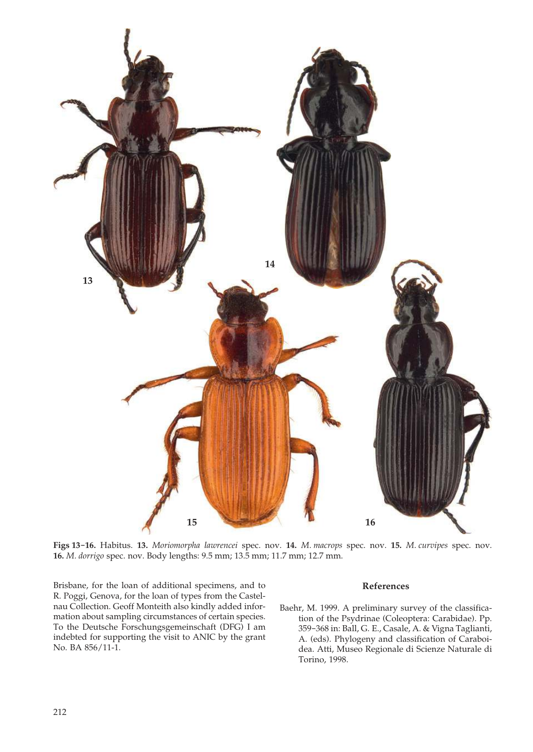**Figs 13–16.** Habitus. **13.** *Moriomorpha lawrencei* spec. nov. **14.** *M. macrops* spec. nov. **15.** *M. curvipes* spec. nov. **16.** *M. dorrigo* spec. nov. Body lengths: 9.5 mm; 13.5 mm; 11.7 mm; 12.7 mm.

Brisbane, for the loan of additional specimens, and to R. Poggi, Genova, for the loan of types from the Castelnau Collection. Geoff Monteith also kindly added information about sampling circumstances of certain species. To the Deutsche Forschungsgemeinschaft (DFG) I am indebted for supporting the visit to ANIC by the grant No. BA 856/11-1.

## References

Baehr, M. 1999. A preliminary survey of the classification of the Psydrinae (Coleoptera: Carabidae). Pp. 359–368 in: Ball, G. E., Casale, A. & Vigna Taglianti, A. (eds). Phylogeny and classification of Caraboidea. Atti, Museo Regionale di Scienze Naturale di Torino, 1998.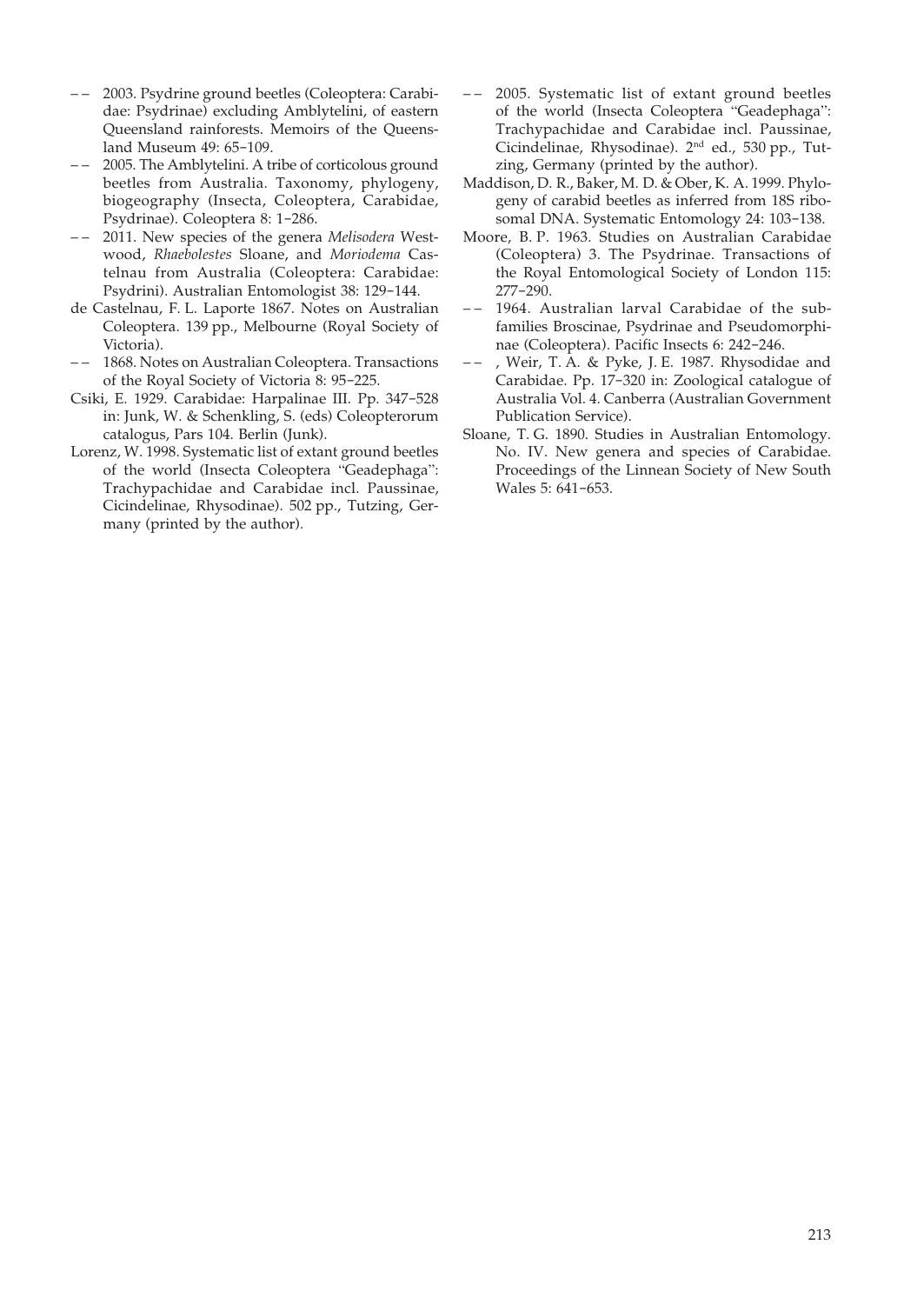– – 2003. Psydrine ground beetles (Coleoptera: Carabidae: Psydrinae) excluding Amblytelini, of eastern Queensland rainforests. Memoirs of the Queensland Museum 49: 65–109.

– – 2005. The Amblytelini. A tribe of corticolous ground beetles from Australia. Taxonomy, phylogeny, biogeography (Insecta, Coleoptera, Carabidae, Psydrinae). Coleoptera 8: 1–286.

– – 2011. New species of the genera *Melisodera* Westwood, *Rhaebolestes* Sloane, and *Moriodema* Castelnau from Australia (Coleoptera: Carabidae: Psydrini). Australian Entomologist 38: 129–144.

de Castelnau, F. L. Laporte 1867. Notes on Australian Coleoptera. 139 pp., Melbourne (Royal Society of Victoria).

– – 1868. Notes on Australian Coleoptera. Transactions of the Royal Society of Victoria 8: 95–225.

Csiki, E. 1929. Carabidae: Harpalinae III. Pp. 347–528 in: Junk, W. & Schenkling, S. (eds) Coleopterorum catalogus, Pars 104. Berlin (Junk).

Lorenz, W. 1998. Systematic list of extant ground beetles of the world (Insecta Coleoptera "Geadephaga": Trachypachidae and Carabidae incl. Paussinae, Cicindelinae, Rhysodinae). 502 pp., Tutzing, Germany (printed by the author).

– – 2005. Systematic list of extant ground beetles of the world (Insecta Coleoptera "Geadephaga": Trachypachidae and Carabidae incl. Paussinae, Cicindelinae, Rhysodinae). 2nd ed., 530 pp., Tutzing, Germany (printed by the author).

Maddison, D. R., Baker, M. D. & Ober, K. A. 1999. Phylogeny of carabid beetles as inferred from 18S ribosomal DNA. Systematic Entomology 24: 103–138.

Moore, B. P. 1963. Studies on Australian Carabidae (Coleoptera) 3. The Psydrinae. Transactions of the Royal Entomological Society of London 115: 277–290.

– – 1964. Australian larval Carabidae of the subfamilies Broscinae, Psydrinae and Pseudomorphinae (Coleoptera). Pacific Insects 6: 242–246.

– – , Weir, T. A. & Pyke, J. E. 1987. Rhysodidae and Carabidae. Pp. 17–320 in: Zoological catalogue of Australia Vol. 4. Canberra (Australian Government Publication Service).

Sloane, T. G. 1890. Studies in Australian Entomology. No. IV. New genera and species of Carabidae. Proceedings of the Linnean Society of New South Wales 5: 641–653.